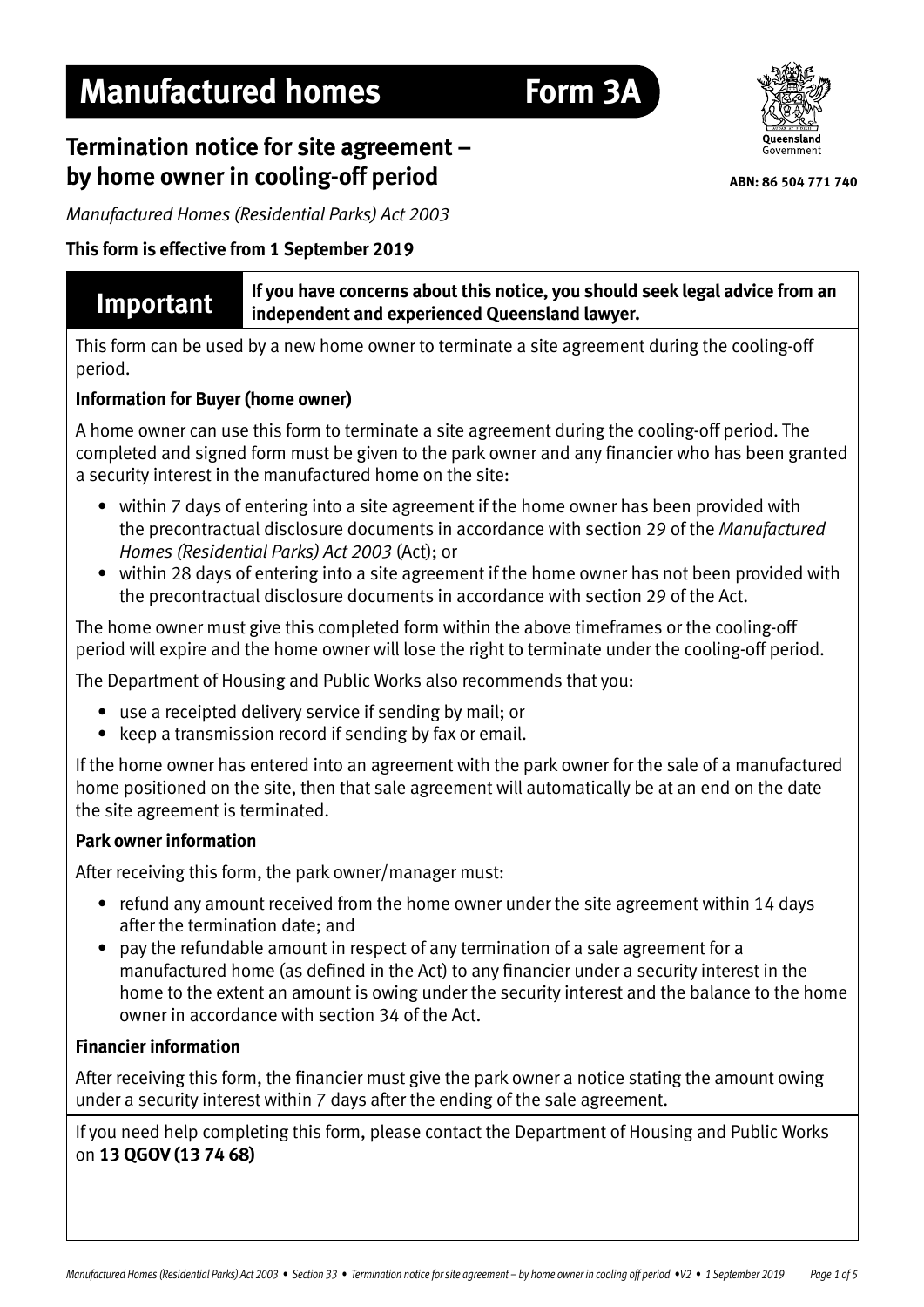# Manufactured homes Form 3A

## Termination notice for site agreement – by home owner in cooling-off period

Queensland Government

**ABN: 86 504 771 740**

*Manufactured Homes (Residential Parks) Act 2003*

**This form is effective from 1 September 2019**

**Important** — **If you have concerns about this notice, you should seek legal advice from an independent and experienced Queensland lawyer.**

This form can be used by a new home owner to terminate a site agreement during the cooling-off period.

**Information for Buyer (home owner)**

A home owner can use this form to terminate a site agreement during the cooling-off period. The completed and signed form must be given to the park owner and any financier who has been granted a security interest in the manufactured home on the site:

- within 7 days of entering into a site agreement if the home owner has been provided with the precontractual disclosure documents in accordance with section 29 of the *Manufactured Homes (Residential Parks) Act 2003* (Act); or
- within 28 days of entering into a site agreement if the home owner has not been provided with the precontractual disclosure documents in accordance with section 29 of the Act.

The home owner must give this completed form within the above timeframes or the cooling-off period will expire and the home owner will lose the right to terminate under the cooling-off period.

The Department of Housing and Public Works also recommends that you:

- use a receipted delivery service if sending by mail; or
- keep a transmission record if sending by fax or email.

If the home owner has entered into an agreement with the park owner for the sale of a manufactured home positioned on the site, then that sale agreement will automatically be at an end on the date the site agreement is terminated.

**Park owner information**

After receiving this form, the park owner/manager must:

- refund any amount received from the home owner under the site agreement within 14 days after the termination date; and
- pay the refundable amount in respect of any termination of a sale agreement for a manufactured home (as defined in the Act) to any financier under a security interest in the home to the extent an amount is owing under the security interest and the balance to the home owner in accordance with section 34 of the Act.

**Financier information**

After receiving this form, the financier must give the park owner a notice stating the amount owing under a security interest within 7 days after the ending of the sale agreement.

If you need help completing this form, please contact the Department of Housing and Public Works on **13 QGOV (13 74 68)**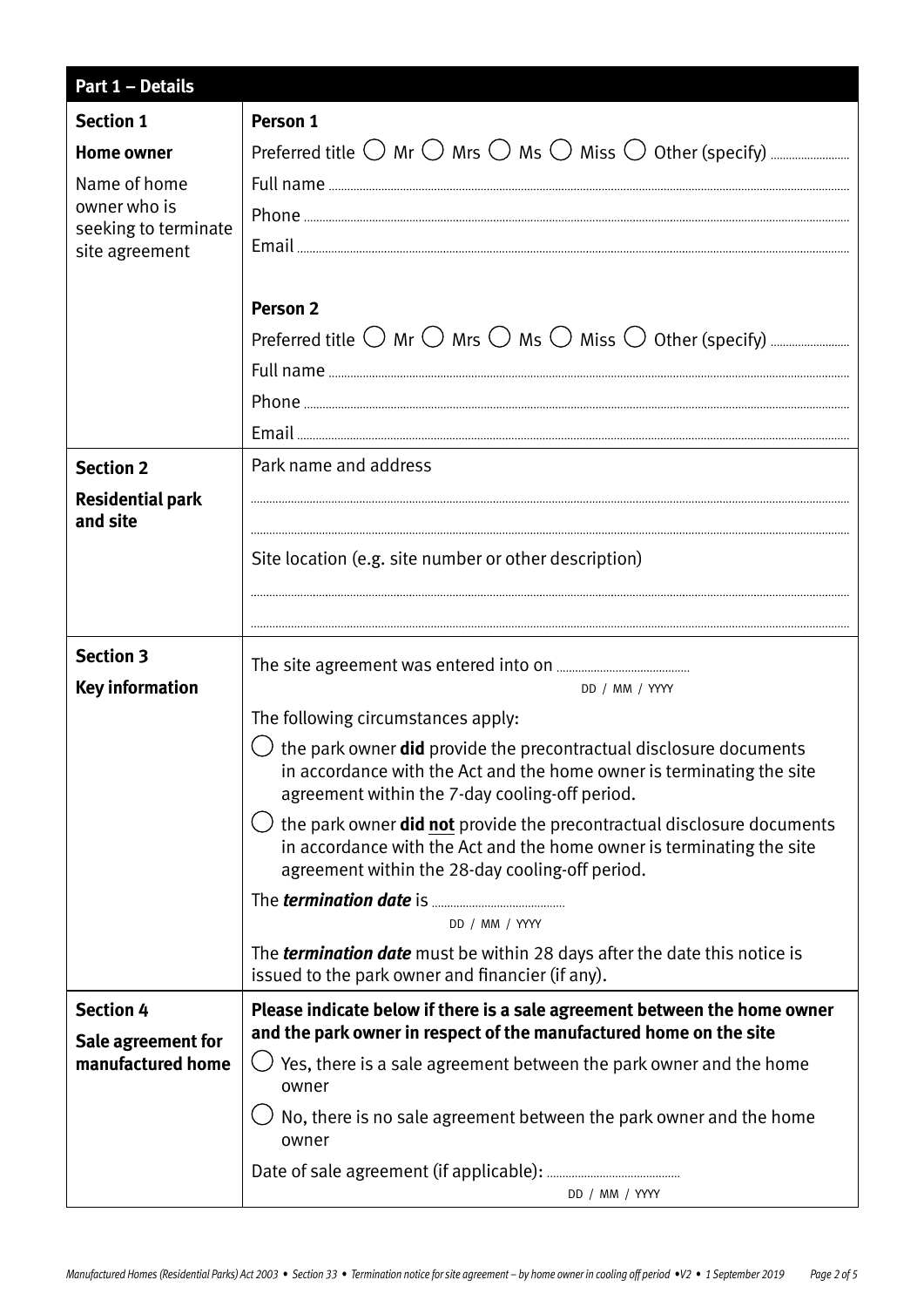## Part 1 – Details

| | |
|---|---|
| **Section 1**<br>**Home owner**<br>Name of home owner who is seeking to terminate site agreement | **Person 1**<br>Preferred title ◯ Mr ◯ Mrs ◯ Ms ◯ Miss ◯ Other (specify) ..........<br>Full name ..........<br>Phone ..........<br>Email ..........<br><br>**Person 2**<br>Preferred title ◯ Mr ◯ Mrs ◯ Ms ◯ Miss ◯ Other (specify) ..........<br>Full name ..........<br>Phone ..........<br>Email .......... |
| **Section 2**<br>**Residential park and site** | Park name and address<br>..........<br>..........<br>Site location (e.g. site number or other description)<br>..........<br>.......... |
| **Section 3**<br>**Key information** | The site agreement was entered into on .......... DD / MM / YYYY<br>The following circumstances apply:<br>◯ the park owner **did** provide the precontractual disclosure documents in accordance with the Act and the home owner is terminating the site agreement within the 7-day cooling-off period.<br>◯ the park owner **did not** provide the precontractual disclosure documents in accordance with the Act and the home owner is terminating the site agreement within the 28-day cooling-off period.<br>The ***termination date*** is .......... DD / MM / YYYY<br>The ***termination date*** must be within 28 days after the date this notice is issued to the park owner and financier (if any). |
| **Section 4**<br>**Sale agreement for manufactured home** | **Please indicate below if there is a sale agreement between the home owner and the park owner in respect of the manufactured home on the site**<br>◯ Yes, there is a sale agreement between the park owner and the home owner<br>◯ No, there is no sale agreement between the park owner and the home owner<br>Date of sale agreement (if applicable): .......... DD / MM / YYYY |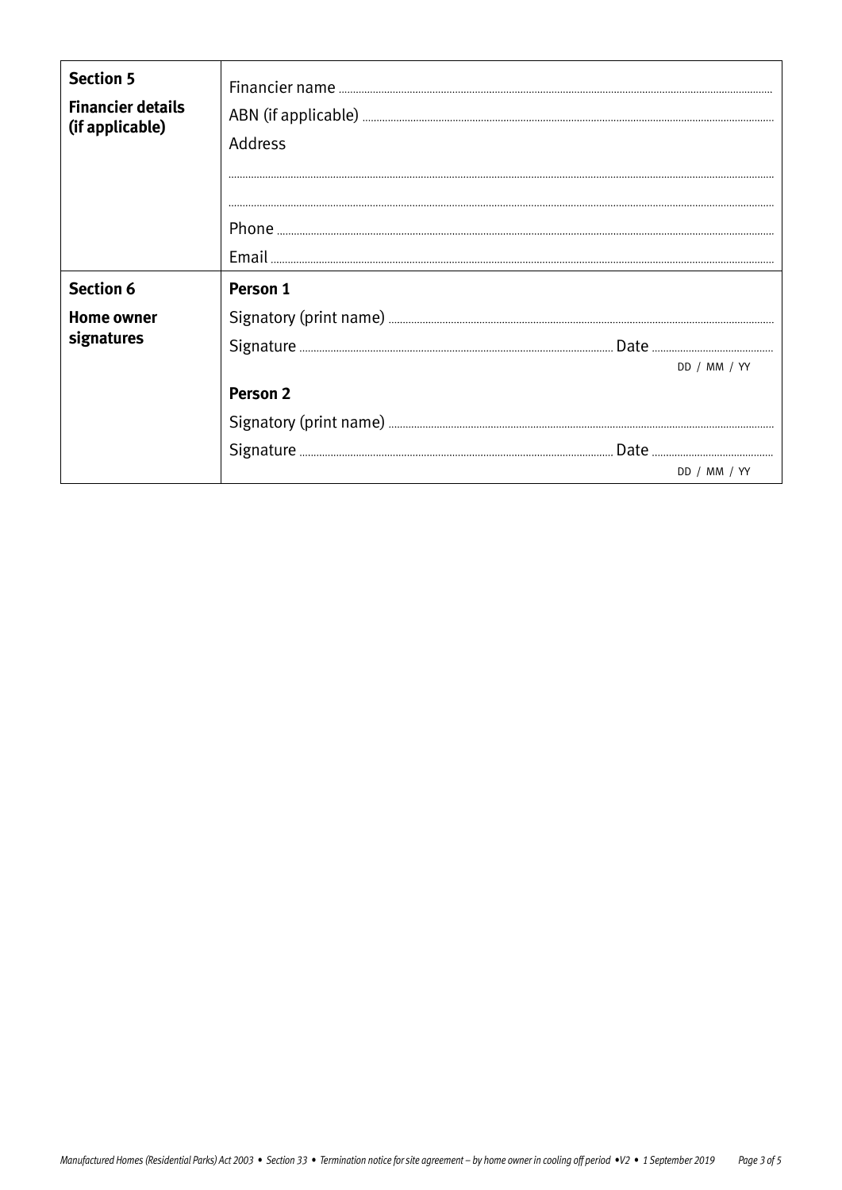| | |
|---|---|
| **Section 5**<br><br>**Financier details (if applicable)** | Financier name ..........<br>ABN (if applicable) ..........<br>Address<br>..........<br>..........<br>Phone ..........<br>Email .......... |
| **Section 6**<br><br>**Home owner signatures** | **Person 1**<br>Signatory (print name) ..........<br>Signature .......... Date ..........<br>DD / MM / YY<br>**Person 2**<br>Signatory (print name) ..........<br>Signature .......... Date ..........<br>DD / MM / YY |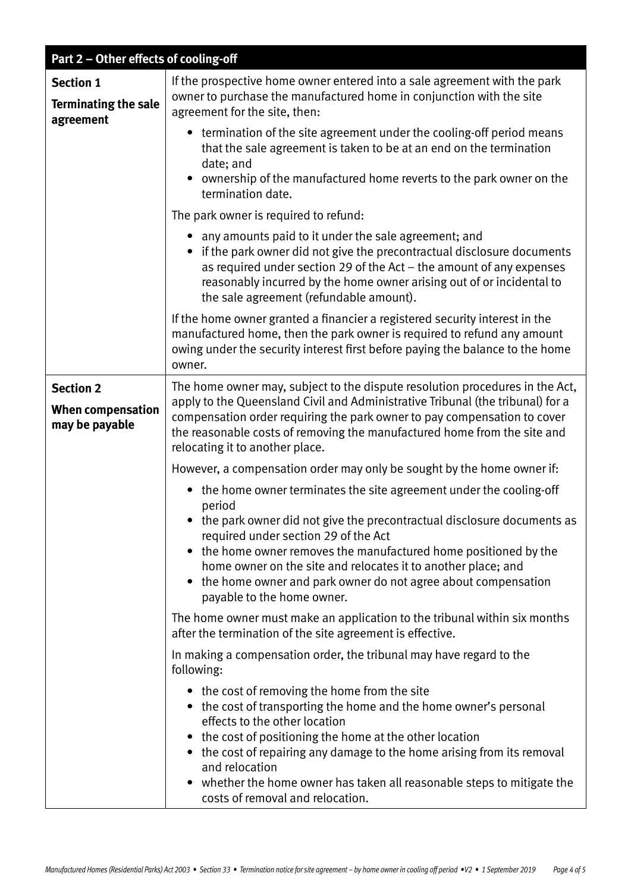| Part 2 – Other effects of cooling-off | |
|---|---|
| **Section 1**<br>**Terminating the sale agreement** | If the prospective home owner entered into a sale agreement with the park owner to purchase the manufactured home in conjunction with the site agreement for the site, then:<br>• termination of the site agreement under the cooling-off period means that the sale agreement is taken to be at an end on the termination date; and<br>• ownership of the manufactured home reverts to the park owner on the termination date.<br>The park owner is required to refund:<br>• any amounts paid to it under the sale agreement; and<br>• if the park owner did not give the precontractual disclosure documents as required under section 29 of the Act – the amount of any expenses reasonably incurred by the home owner arising out of or incidental to the sale agreement (refundable amount).<br>If the home owner granted a financier a registered security interest in the manufactured home, then the park owner is required to refund any amount owing under the security interest first before paying the balance to the home owner. |
| **Section 2**<br>**When compensation may be payable** | The home owner may, subject to the dispute resolution procedures in the Act, apply to the Queensland Civil and Administrative Tribunal (the tribunal) for a compensation order requiring the park owner to pay compensation to cover the reasonable costs of removing the manufactured home from the site and relocating it to another place.<br>However, a compensation order may only be sought by the home owner if:<br>• the home owner terminates the site agreement under the cooling-off period<br>• the park owner did not give the precontractual disclosure documents as required under section 29 of the Act<br>• the home owner removes the manufactured home positioned by the home owner on the site and relocates it to another place; and<br>• the home owner and park owner do not agree about compensation payable to the home owner.<br>The home owner must make an application to the tribunal within six months after the termination of the site agreement is effective.<br>In making a compensation order, the tribunal may have regard to the following:<br>• the cost of removing the home from the site<br>• the cost of transporting the home and the home owner's personal effects to the other location<br>• the cost of positioning the home at the other location<br>• the cost of repairing any damage to the home arising from its removal and relocation<br>• whether the home owner has taken all reasonable steps to mitigate the costs of removal and relocation. |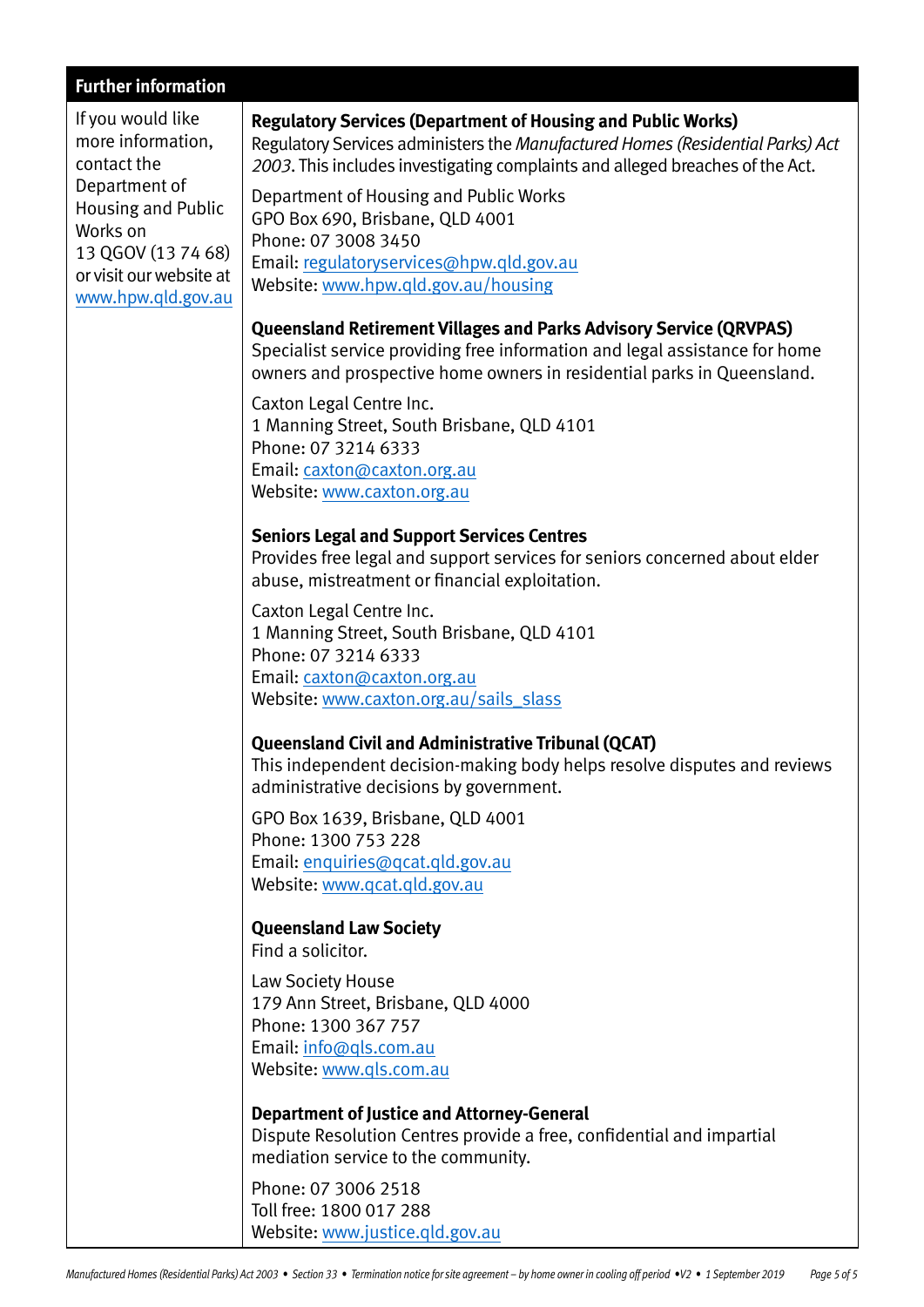## Further information

If you would like more information, contact the Department of Housing and Public Works on 13 QGOV (13 74 68) or visit our website at www.hpw.qld.gov.au

**Regulatory Services (Department of Housing and Public Works)**
Regulatory Services administers the *Manufactured Homes (Residential Parks) Act 2003*. This includes investigating complaints and alleged breaches of the Act.

Department of Housing and Public Works
GPO Box 690, Brisbane, QLD 4001
Phone: 07 3008 3450
Email: regulatoryservices@hpw.qld.gov.au
Website: www.hpw.qld.gov.au/housing

**Queensland Retirement Villages and Parks Advisory Service (QRVPAS)**
Specialist service providing free information and legal assistance for home owners and prospective home owners in residential parks in Queensland.

Caxton Legal Centre Inc.
1 Manning Street, South Brisbane, QLD 4101
Phone: 07 3214 6333
Email: caxton@caxton.org.au
Website: www.caxton.org.au

**Seniors Legal and Support Services Centres**
Provides free legal and support services for seniors concerned about elder abuse, mistreatment or financial exploitation.

Caxton Legal Centre Inc.
1 Manning Street, South Brisbane, QLD 4101
Phone: 07 3214 6333
Email: caxton@caxton.org.au
Website: www.caxton.org.au/sails_slass

**Queensland Civil and Administrative Tribunal (QCAT)**
This independent decision-making body helps resolve disputes and reviews administrative decisions by government.

GPO Box 1639, Brisbane, QLD 4001
Phone: 1300 753 228
Email: enquiries@qcat.qld.gov.au
Website: www.qcat.qld.gov.au

**Queensland Law Society**
Find a solicitor.

Law Society House
179 Ann Street, Brisbane, QLD 4000
Phone: 1300 367 757
Email: info@qls.com.au
Website: www.qls.com.au

**Department of Justice and Attorney-General**
Dispute Resolution Centres provide a free, confidential and impartial mediation service to the community.

Phone: 07 3006 2518
Toll free: 1800 017 288
Website: www.justice.qld.gov.au